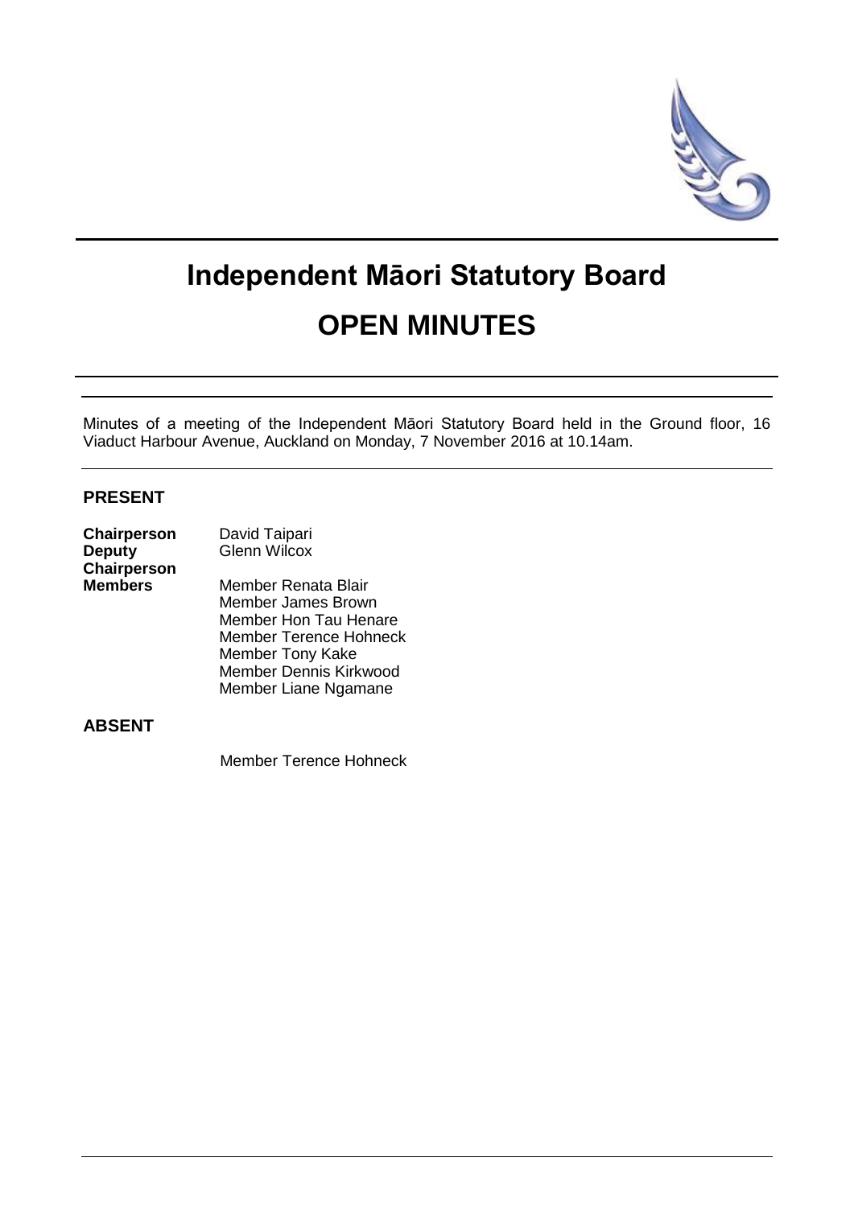# Independent Māori Statutory Board

# OPEN MINUTES

Minutes of a meeting of the Independent Māori Statutory Board held in the Ground floor, 16 Viaduct Harbour Avenue, Auckland on Monday, 7 November 2016 at 10.14am.

## PRESENT

| | |
|---|---|
| **Chairperson** | David Taipari |
| **Deputy Chairperson** | Glenn Wilcox |
| **Members** | Member Renata Blair |
| | Member James Brown |
| | Member Hon Tau Henare |
| | Member Terence Hohneck |
| | Member Tony Kake |
| | Member Dennis Kirkwood |
| | Member Liane Ngamane |

## ABSENT

Member Terence Hohneck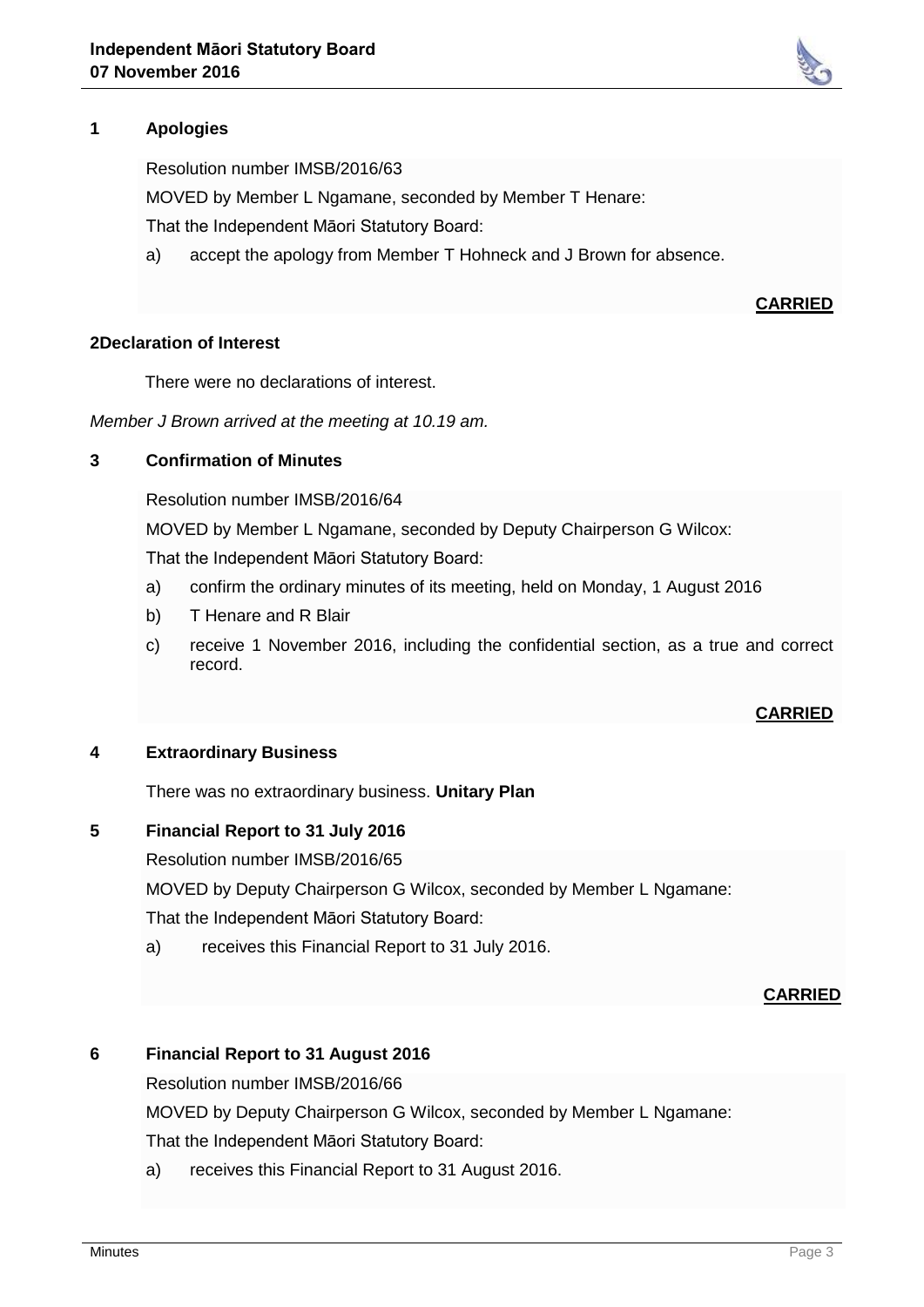## 1 Apologies

Resolution number IMSB/2016/63

MOVED by Member L Ngamane, seconded by Member T Henare:

That the Independent Māori Statutory Board:

a) accept the apology from Member T Hohneck and J Brown for absence.

**CARRIED**

## 2Declaration of Interest

There were no declarations of interest.

*Member J Brown arrived at the meeting at 10.19 am.*

## 3 Confirmation of Minutes

Resolution number IMSB/2016/64

MOVED by Member L Ngamane, seconded by Deputy Chairperson G Wilcox:

That the Independent Māori Statutory Board:

a) confirm the ordinary minutes of its meeting, held on Monday, 1 August 2016

b) T Henare and R Blair

c) receive 1 November 2016, including the confidential section, as a true and correct record.

**CARRIED**

## 4 Extraordinary Business

There was no extraordinary business. **Unitary Plan**

## 5 Financial Report to 31 July 2016

Resolution number IMSB/2016/65

MOVED by Deputy Chairperson G Wilcox, seconded by Member L Ngamane:

That the Independent Māori Statutory Board:

a) receives this Financial Report to 31 July 2016.

**CARRIED**

## 6 Financial Report to 31 August 2016

Resolution number IMSB/2016/66

MOVED by Deputy Chairperson G Wilcox, seconded by Member L Ngamane:

That the Independent Māori Statutory Board:

a) receives this Financial Report to 31 August 2016.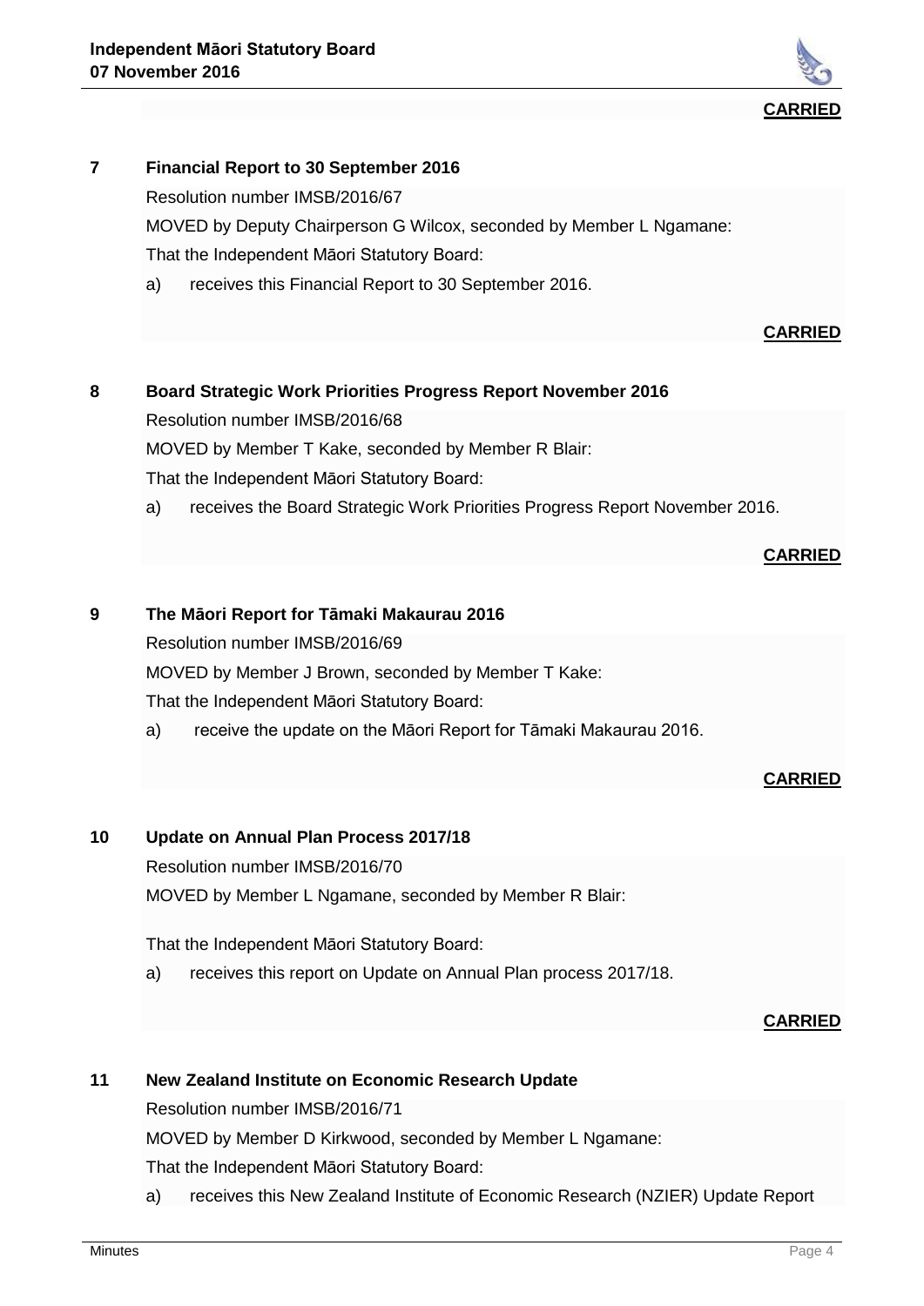**CARRIED**

## 7 Financial Report to 30 September 2016

Resolution number IMSB/2016/67

MOVED by Deputy Chairperson G Wilcox, seconded by Member L Ngamane:

That the Independent Māori Statutory Board:

a) receives this Financial Report to 30 September 2016.

**CARRIED**

## 8 Board Strategic Work Priorities Progress Report November 2016

Resolution number IMSB/2016/68

MOVED by Member T Kake, seconded by Member R Blair:

That the Independent Māori Statutory Board:

a) receives the Board Strategic Work Priorities Progress Report November 2016.

**CARRIED**

## 9 The Māori Report for Tāmaki Makaurau 2016

Resolution number IMSB/2016/69

MOVED by Member J Brown, seconded by Member T Kake:

That the Independent Māori Statutory Board:

a) receive the update on the Māori Report for Tāmaki Makaurau 2016.

**CARRIED**

## 10 Update on Annual Plan Process 2017/18

Resolution number IMSB/2016/70

MOVED by Member L Ngamane, seconded by Member R Blair:

That the Independent Māori Statutory Board:

a) receives this report on Update on Annual Plan process 2017/18.

**CARRIED**

## 11 New Zealand Institute on Economic Research Update

Resolution number IMSB/2016/71

MOVED by Member D Kirkwood, seconded by Member L Ngamane:

That the Independent Māori Statutory Board:

a) receives this New Zealand Institute of Economic Research (NZIER) Update Report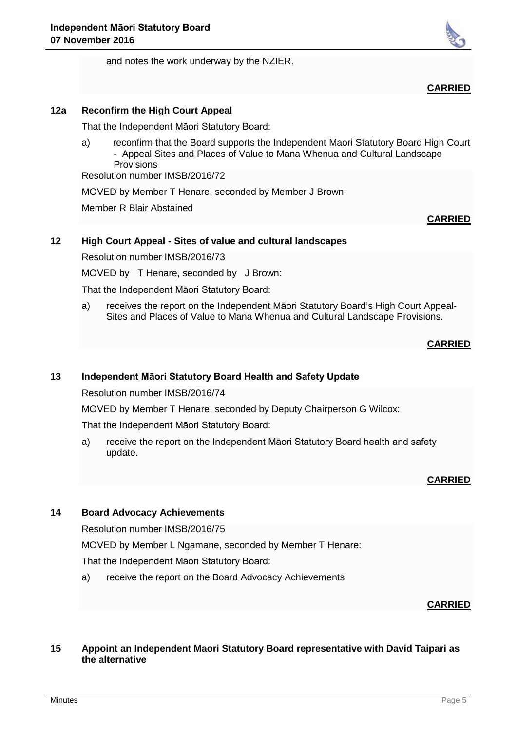and notes the work underway by the NZIER.

**CARRIED**

### 12a Reconfirm the High Court Appeal

That the Independent Māori Statutory Board:

a) reconfirm that the Board supports the Independent Maori Statutory Board High Court - Appeal Sites and Places of Value to Mana Whenua and Cultural Landscape Provisions

Resolution number IMSB/2016/72

MOVED by Member T Henare, seconded by Member J Brown:

Member R Blair Abstained

**CARRIED**

### 12 High Court Appeal - Sites of value and cultural landscapes

Resolution number IMSB/2016/73

MOVED by T Henare, seconded by J Brown:

That the Independent Māori Statutory Board:

a) receives the report on the Independent Māori Statutory Board's High Court Appeal-Sites and Places of Value to Mana Whenua and Cultural Landscape Provisions.

**CARRIED**

### 13 Independent Māori Statutory Board Health and Safety Update

Resolution number IMSB/2016/74

MOVED by Member T Henare, seconded by Deputy Chairperson G Wilcox:

That the Independent Māori Statutory Board:

a) receive the report on the Independent Māori Statutory Board health and safety update.

**CARRIED**

### 14 Board Advocacy Achievements

Resolution number IMSB/2016/75

MOVED by Member L Ngamane, seconded by Member T Henare:

That the Independent Māori Statutory Board:

a) receive the report on the Board Advocacy Achievements

**CARRIED**

### 15 Appoint an Independent Maori Statutory Board representative with David Taipari as the alternative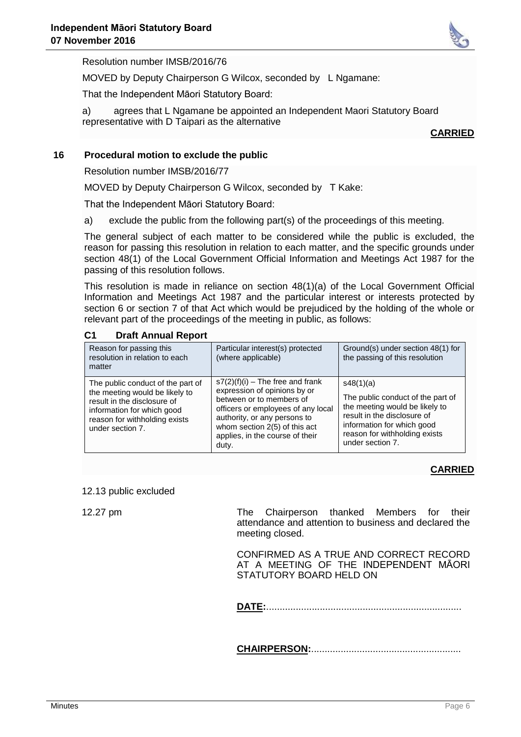Resolution number IMSB/2016/76

MOVED by Deputy Chairperson G Wilcox, seconded by L Ngamane:

That the Independent Māori Statutory Board:

a) agrees that L Ngamane be appointed an Independent Maori Statutory Board representative with D Taipari as the alternative

**CARRIED**

## 16 Procedural motion to exclude the public

Resolution number IMSB/2016/77

MOVED by Deputy Chairperson G Wilcox, seconded by T Kake:

That the Independent Māori Statutory Board:

a) exclude the public from the following part(s) of the proceedings of this meeting.

The general subject of each matter to be considered while the public is excluded, the reason for passing this resolution in relation to each matter, and the specific grounds under section 48(1) of the Local Government Official Information and Meetings Act 1987 for the passing of this resolution follows.

This resolution is made in reliance on section 48(1)(a) of the Local Government Official Information and Meetings Act 1987 and the particular interest or interests protected by section 6 or section 7 of that Act which would be prejudiced by the holding of the whole or relevant part of the proceedings of the meeting in public, as follows:

### C1 Draft Annual Report

| Reason for passing this resolution in relation to each matter | Particular interest(s) protected (where applicable) | Ground(s) under section 48(1) for the passing of this resolution |
|---|---|---|
| The public conduct of the part of the meeting would be likely to result in the disclosure of information for which good reason for withholding exists under section 7. | s7(2)(f)(i) – The free and frank expression of opinions by or between or to members of officers or employees of any local authority, or any persons to whom section 2(5) of this act applies, in the course of their duty. | s48(1)(a)<br>The public conduct of the part of the meeting would be likely to result in the disclosure of information for which good reason for withholding exists under section 7. |

**CARRIED**

12.13 public excluded

12.27 pm The Chairperson thanked Members for their attendance and attention to business and declared the meeting closed.

CONFIRMED AS A TRUE AND CORRECT RECORD AT A MEETING OF THE INDEPENDENT MĀORI STATUTORY BOARD HELD ON

**DATE:**.........................................................................

**CHAIRPERSON:**........................................................